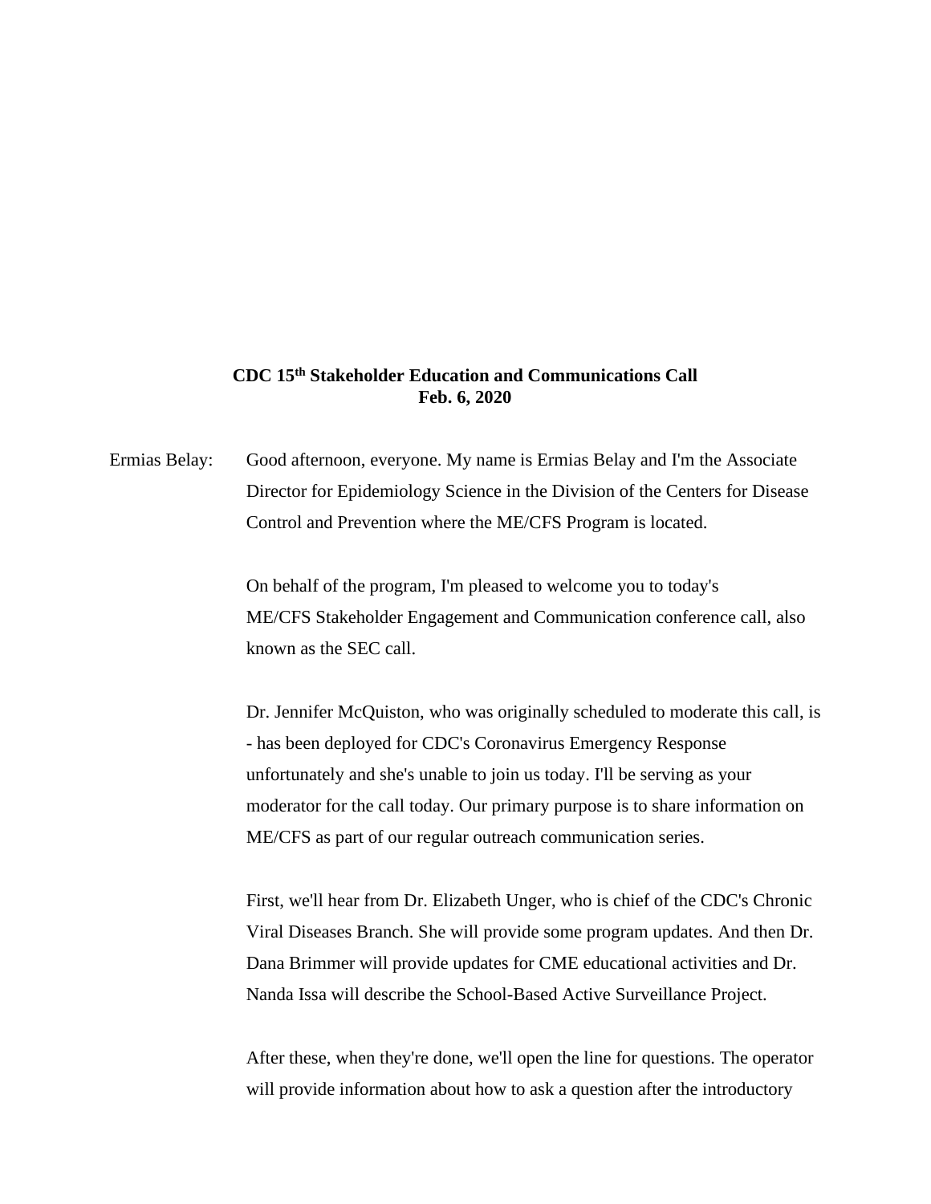**CDC 15th Stakeholder Education and Communications Call**
**Feb. 6, 2020**

Ermias Belay: Good afternoon, everyone. My name is Ermias Belay and I'm the Associate Director for Epidemiology Science in the Division of the Centers for Disease Control and Prevention where the ME/CFS Program is located.

On behalf of the program, I'm pleased to welcome you to today's ME/CFS Stakeholder Engagement and Communication conference call, also known as the SEC call.

Dr. Jennifer McQuiston, who was originally scheduled to moderate this call, is - has been deployed for CDC's Coronavirus Emergency Response unfortunately and she's unable to join us today. I'll be serving as your moderator for the call today. Our primary purpose is to share information on ME/CFS as part of our regular outreach communication series.

First, we'll hear from Dr. Elizabeth Unger, who is chief of the CDC's Chronic Viral Diseases Branch. She will provide some program updates. And then Dr. Dana Brimmer will provide updates for CME educational activities and Dr. Nanda Issa will describe the School-Based Active Surveillance Project.

After these, when they're done, we'll open the line for questions. The operator will provide information about how to ask a question after the introductory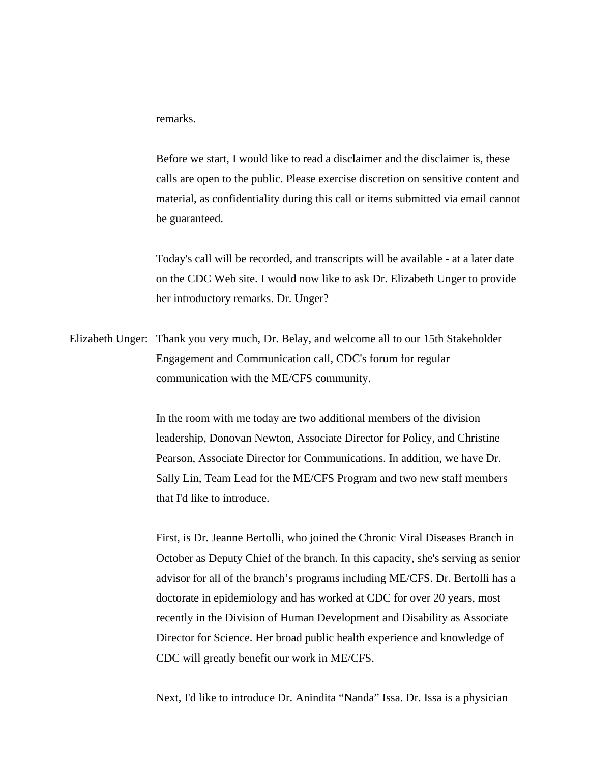remarks.

Before we start, I would like to read a disclaimer and the disclaimer is, these calls are open to the public. Please exercise discretion on sensitive content and material, as confidentiality during this call or items submitted via email cannot be guaranteed.

Today's call will be recorded, and transcripts will be available - at a later date on the CDC Web site. I would now like to ask Dr. Elizabeth Unger to provide her introductory remarks. Dr. Unger?

Elizabeth Unger: Thank you very much, Dr. Belay, and welcome all to our 15th Stakeholder Engagement and Communication call, CDC's forum for regular communication with the ME/CFS community.

In the room with me today are two additional members of the division leadership, Donovan Newton, Associate Director for Policy, and Christine Pearson, Associate Director for Communications. In addition, we have Dr. Sally Lin, Team Lead for the ME/CFS Program and two new staff members that I'd like to introduce.

First, is Dr. Jeanne Bertolli, who joined the Chronic Viral Diseases Branch in October as Deputy Chief of the branch. In this capacity, she's serving as senior advisor for all of the branch's programs including ME/CFS. Dr. Bertolli has a doctorate in epidemiology and has worked at CDC for over 20 years, most recently in the Division of Human Development and Disability as Associate Director for Science. Her broad public health experience and knowledge of CDC will greatly benefit our work in ME/CFS.

Next, I'd like to introduce Dr. Anindita "Nanda" Issa. Dr. Issa is a physician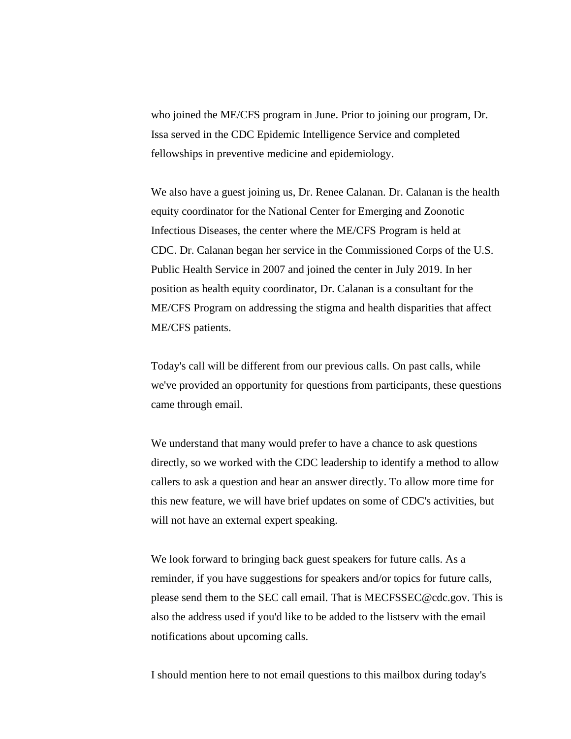who joined the ME/CFS program in June. Prior to joining our program, Dr. Issa served in the CDC Epidemic Intelligence Service and completed fellowships in preventive medicine and epidemiology.

We also have a guest joining us, Dr. Renee Calanan. Dr. Calanan is the health equity coordinator for the National Center for Emerging and Zoonotic Infectious Diseases, the center where the ME/CFS Program is held at CDC. Dr. Calanan began her service in the Commissioned Corps of the U.S. Public Health Service in 2007 and joined the center in July 2019. In her position as health equity coordinator, Dr. Calanan is a consultant for the ME/CFS Program on addressing the stigma and health disparities that affect ME/CFS patients.

Today's call will be different from our previous calls. On past calls, while we've provided an opportunity for questions from participants, these questions came through email.

We understand that many would prefer to have a chance to ask questions directly, so we worked with the CDC leadership to identify a method to allow callers to ask a question and hear an answer directly. To allow more time for this new feature, we will have brief updates on some of CDC's activities, but will not have an external expert speaking.

We look forward to bringing back guest speakers for future calls. As a reminder, if you have suggestions for speakers and/or topics for future calls, please send them to the SEC call email. That is MECFSSEC@cdc.gov. This is also the address used if you'd like to be added to the listserv with the email notifications about upcoming calls.

I should mention here to not email questions to this mailbox during today's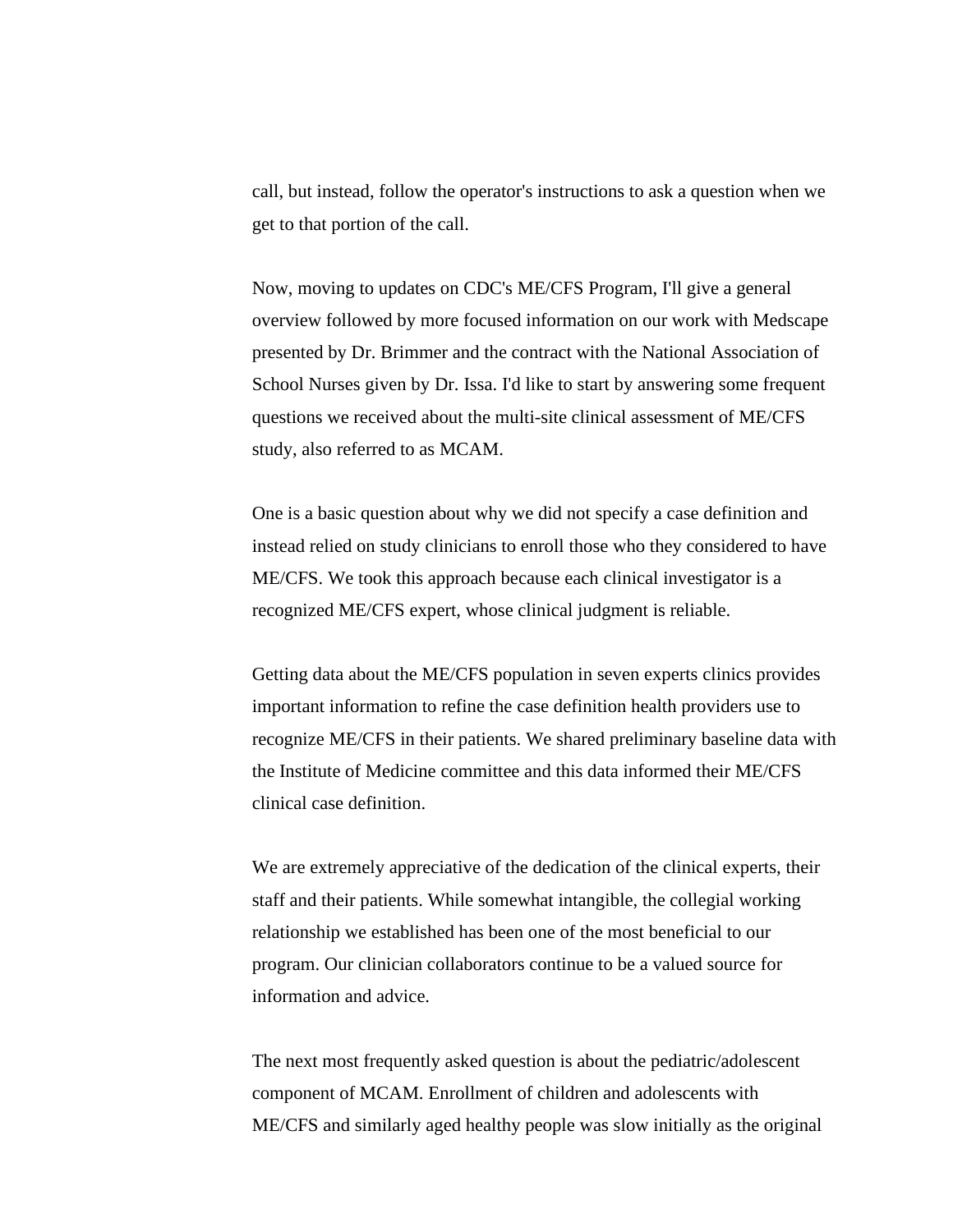call, but instead, follow the operator's instructions to ask a question when we get to that portion of the call.

Now, moving to updates on CDC's ME/CFS Program, I'll give a general overview followed by more focused information on our work with Medscape presented by Dr. Brimmer and the contract with the National Association of School Nurses given by Dr. Issa. I'd like to start by answering some frequent questions we received about the multi-site clinical assessment of ME/CFS study, also referred to as MCAM.

One is a basic question about why we did not specify a case definition and instead relied on study clinicians to enroll those who they considered to have ME/CFS. We took this approach because each clinical investigator is a recognized ME/CFS expert, whose clinical judgment is reliable.

Getting data about the ME/CFS population in seven experts clinics provides important information to refine the case definition health providers use to recognize ME/CFS in their patients. We shared preliminary baseline data with the Institute of Medicine committee and this data informed their ME/CFS clinical case definition.

We are extremely appreciative of the dedication of the clinical experts, their staff and their patients. While somewhat intangible, the collegial working relationship we established has been one of the most beneficial to our program. Our clinician collaborators continue to be a valued source for information and advice.

The next most frequently asked question is about the pediatric/adolescent component of MCAM. Enrollment of children and adolescents with ME/CFS and similarly aged healthy people was slow initially as the original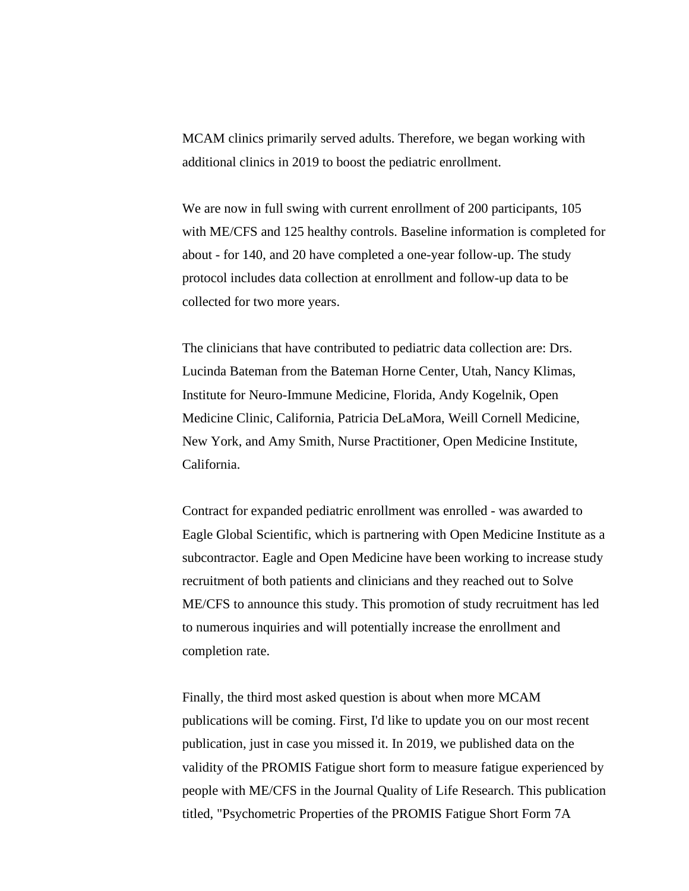MCAM clinics primarily served adults. Therefore, we began working with additional clinics in 2019 to boost the pediatric enrollment.

We are now in full swing with current enrollment of 200 participants, 105 with ME/CFS and 125 healthy controls. Baseline information is completed for about - for 140, and 20 have completed a one-year follow-up. The study protocol includes data collection at enrollment and follow-up data to be collected for two more years.

The clinicians that have contributed to pediatric data collection are: Drs. Lucinda Bateman from the Bateman Horne Center, Utah, Nancy Klimas, Institute for Neuro-Immune Medicine, Florida, Andy Kogelnik, Open Medicine Clinic, California, Patricia DeLaMora, Weill Cornell Medicine, New York, and Amy Smith, Nurse Practitioner, Open Medicine Institute, California.

Contract for expanded pediatric enrollment was enrolled - was awarded to Eagle Global Scientific, which is partnering with Open Medicine Institute as a subcontractor. Eagle and Open Medicine have been working to increase study recruitment of both patients and clinicians and they reached out to Solve ME/CFS to announce this study. This promotion of study recruitment has led to numerous inquiries and will potentially increase the enrollment and completion rate.

Finally, the third most asked question is about when more MCAM publications will be coming. First, I'd like to update you on our most recent publication, just in case you missed it. In 2019, we published data on the validity of the PROMIS Fatigue short form to measure fatigue experienced by people with ME/CFS in the Journal Quality of Life Research. This publication titled, "Psychometric Properties of the PROMIS Fatigue Short Form 7A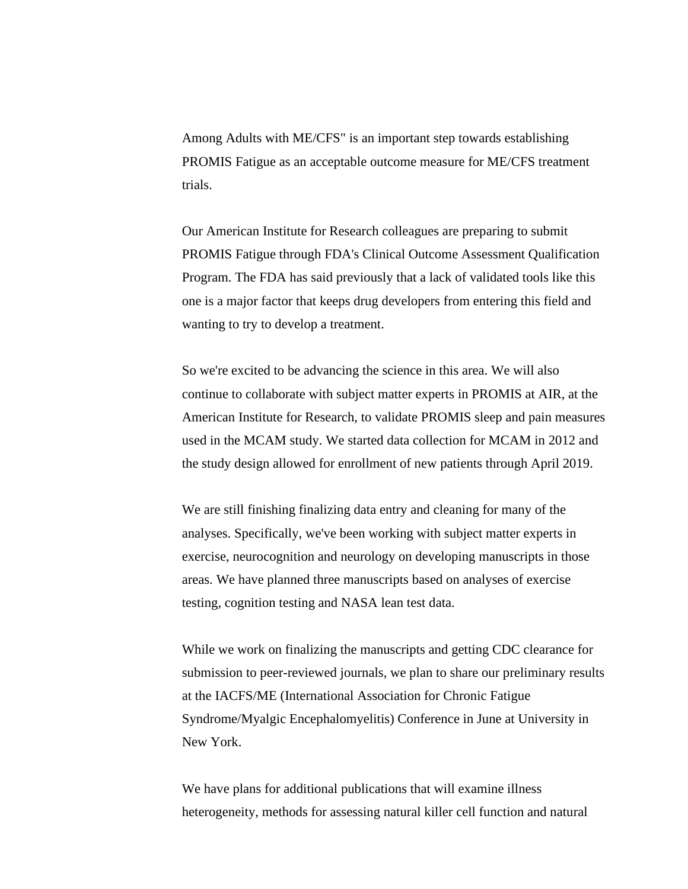Among Adults with ME/CFS" is an important step towards establishing PROMIS Fatigue as an acceptable outcome measure for ME/CFS treatment trials.

Our American Institute for Research colleagues are preparing to submit PROMIS Fatigue through FDA's Clinical Outcome Assessment Qualification Program. The FDA has said previously that a lack of validated tools like this one is a major factor that keeps drug developers from entering this field and wanting to try to develop a treatment.

So we're excited to be advancing the science in this area. We will also continue to collaborate with subject matter experts in PROMIS at AIR, at the American Institute for Research, to validate PROMIS sleep and pain measures used in the MCAM study. We started data collection for MCAM in 2012 and the study design allowed for enrollment of new patients through April 2019.

We are still finishing finalizing data entry and cleaning for many of the analyses. Specifically, we've been working with subject matter experts in exercise, neurocognition and neurology on developing manuscripts in those areas. We have planned three manuscripts based on analyses of exercise testing, cognition testing and NASA lean test data.

While we work on finalizing the manuscripts and getting CDC clearance for submission to peer-reviewed journals, we plan to share our preliminary results at the IACFS/ME (International Association for Chronic Fatigue Syndrome/Myalgic Encephalomyelitis) Conference in June at University in New York.

We have plans for additional publications that will examine illness heterogeneity, methods for assessing natural killer cell function and natural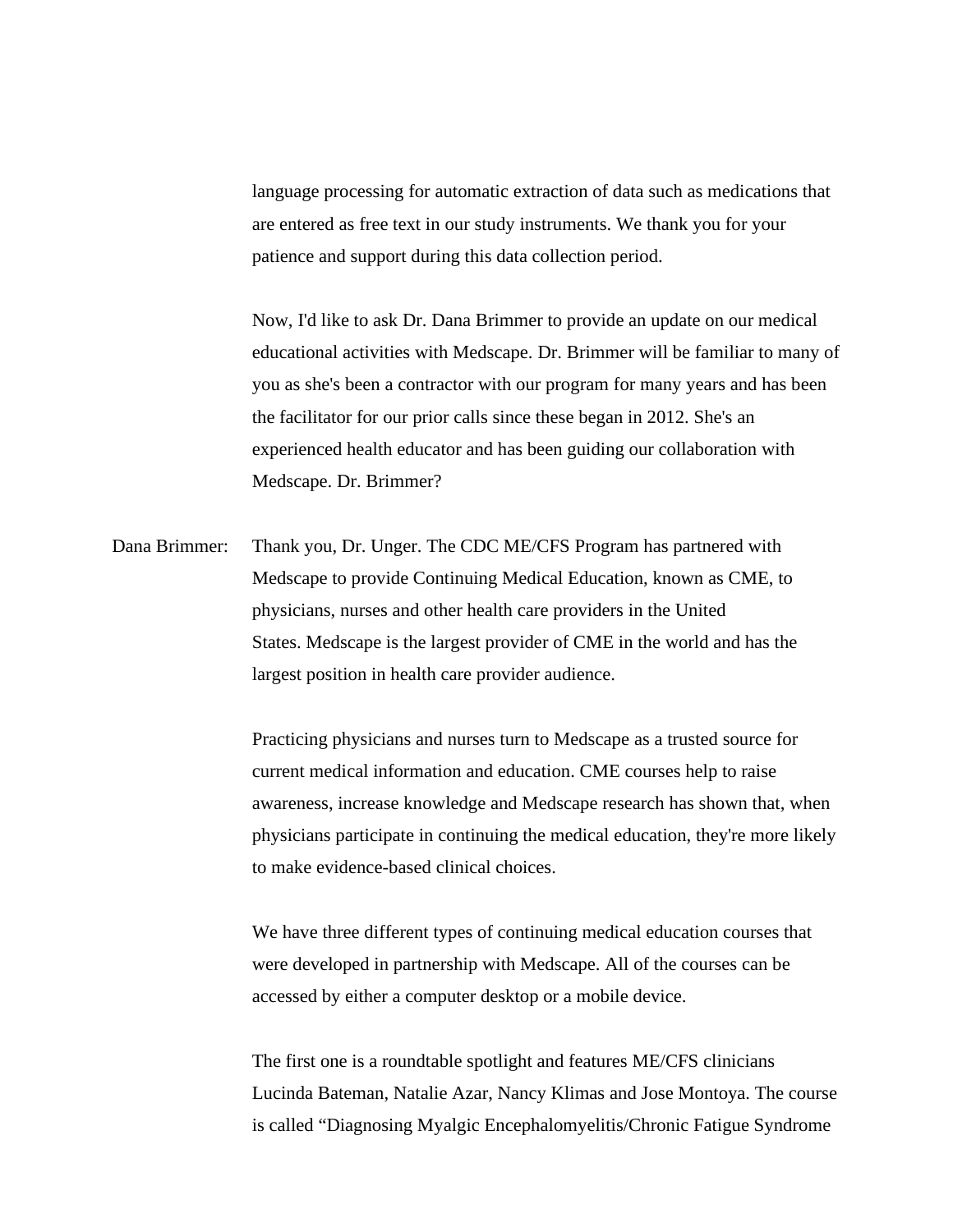language processing for automatic extraction of data such as medications that are entered as free text in our study instruments. We thank you for your patience and support during this data collection period.

Now, I'd like to ask Dr. Dana Brimmer to provide an update on our medical educational activities with Medscape. Dr. Brimmer will be familiar to many of you as she's been a contractor with our program for many years and has been the facilitator for our prior calls since these began in 2012. She's an experienced health educator and has been guiding our collaboration with Medscape. Dr. Brimmer?

Dana Brimmer: Thank you, Dr. Unger. The CDC ME/CFS Program has partnered with Medscape to provide Continuing Medical Education, known as CME, to physicians, nurses and other health care providers in the United States. Medscape is the largest provider of CME in the world and has the largest position in health care provider audience.

Practicing physicians and nurses turn to Medscape as a trusted source for current medical information and education. CME courses help to raise awareness, increase knowledge and Medscape research has shown that, when physicians participate in continuing the medical education, they're more likely to make evidence-based clinical choices.

We have three different types of continuing medical education courses that were developed in partnership with Medscape. All of the courses can be accessed by either a computer desktop or a mobile device.

The first one is a roundtable spotlight and features ME/CFS clinicians Lucinda Bateman, Natalie Azar, Nancy Klimas and Jose Montoya. The course is called "Diagnosing Myalgic Encephalomyelitis/Chronic Fatigue Syndrome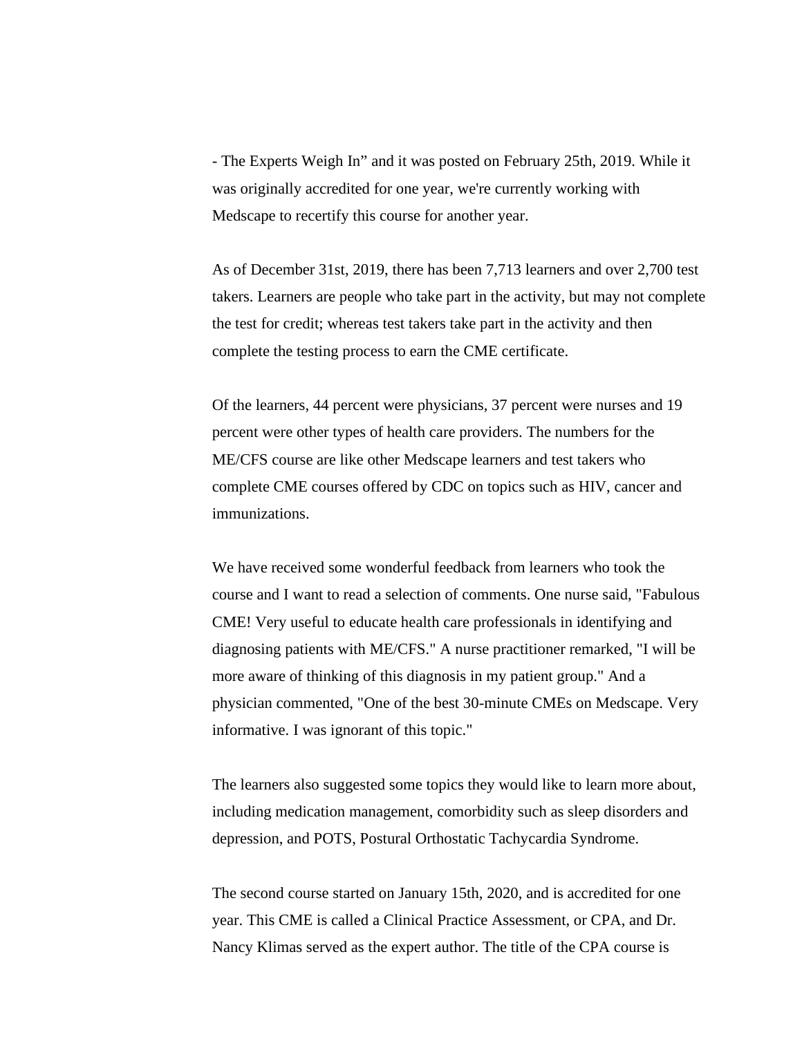- The Experts Weigh In" and it was posted on February 25th, 2019. While it was originally accredited for one year, we're currently working with Medscape to recertify this course for another year.

As of December 31st, 2019, there has been 7,713 learners and over 2,700 test takers. Learners are people who take part in the activity, but may not complete the test for credit; whereas test takers take part in the activity and then complete the testing process to earn the CME certificate.

Of the learners, 44 percent were physicians, 37 percent were nurses and 19 percent were other types of health care providers. The numbers for the ME/CFS course are like other Medscape learners and test takers who complete CME courses offered by CDC on topics such as HIV, cancer and immunizations.

We have received some wonderful feedback from learners who took the course and I want to read a selection of comments. One nurse said, "Fabulous CME! Very useful to educate health care professionals in identifying and diagnosing patients with ME/CFS." A nurse practitioner remarked, "I will be more aware of thinking of this diagnosis in my patient group." And a physician commented, "One of the best 30-minute CMEs on Medscape. Very informative. I was ignorant of this topic."

The learners also suggested some topics they would like to learn more about, including medication management, comorbidity such as sleep disorders and depression, and POTS, Postural Orthostatic Tachycardia Syndrome.

The second course started on January 15th, 2020, and is accredited for one year. This CME is called a Clinical Practice Assessment, or CPA, and Dr. Nancy Klimas served as the expert author. The title of the CPA course is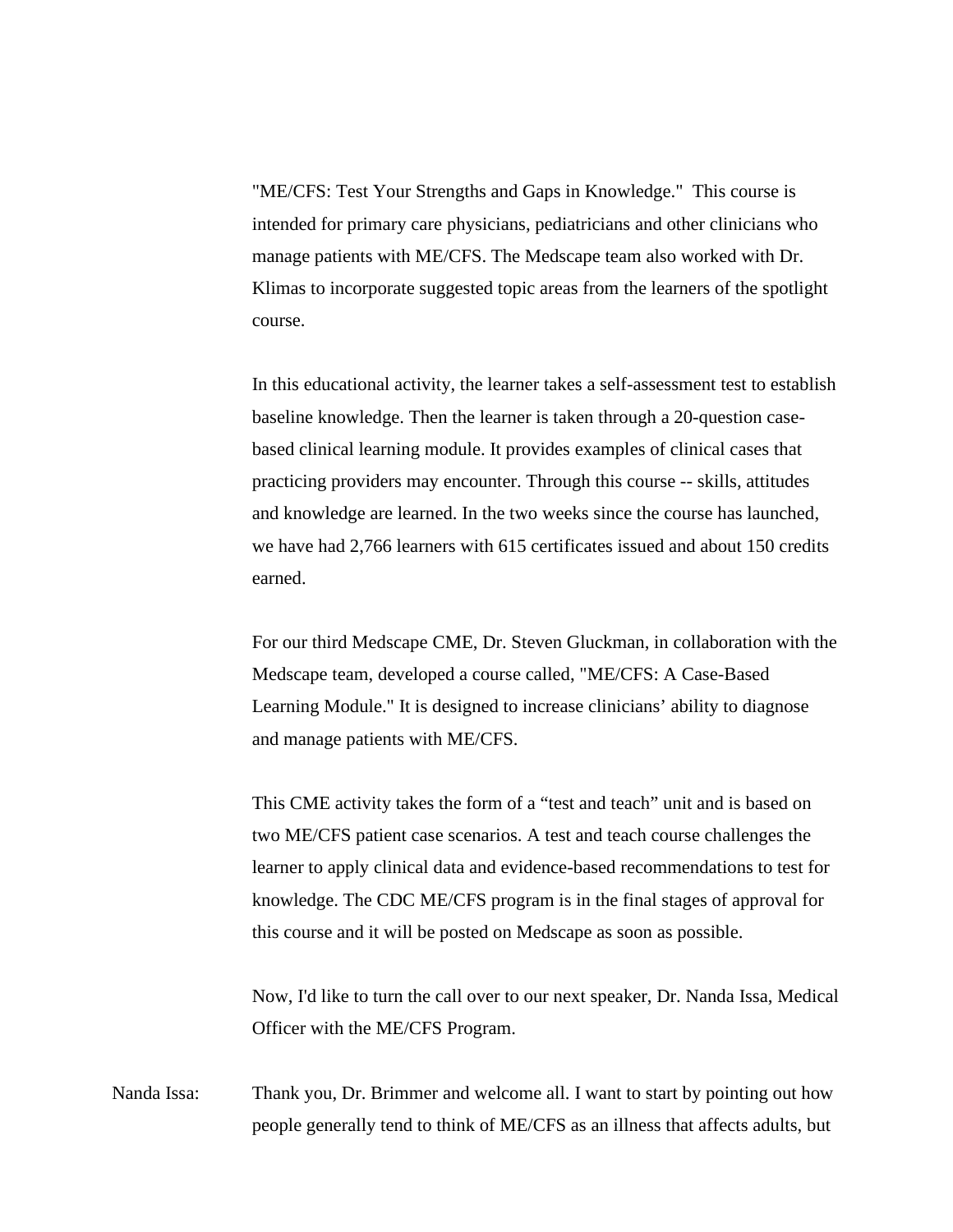"ME/CFS: Test Your Strengths and Gaps in Knowledge." This course is intended for primary care physicians, pediatricians and other clinicians who manage patients with ME/CFS. The Medscape team also worked with Dr. Klimas to incorporate suggested topic areas from the learners of the spotlight course.

In this educational activity, the learner takes a self-assessment test to establish baseline knowledge. Then the learner is taken through a 20-question case-based clinical learning module. It provides examples of clinical cases that practicing providers may encounter. Through this course -- skills, attitudes and knowledge are learned. In the two weeks since the course has launched, we have had 2,766 learners with 615 certificates issued and about 150 credits earned.

For our third Medscape CME, Dr. Steven Gluckman, in collaboration with the Medscape team, developed a course called, "ME/CFS: A Case-Based Learning Module." It is designed to increase clinicians' ability to diagnose and manage patients with ME/CFS.

This CME activity takes the form of a "test and teach" unit and is based on two ME/CFS patient case scenarios. A test and teach course challenges the learner to apply clinical data and evidence-based recommendations to test for knowledge. The CDC ME/CFS program is in the final stages of approval for this course and it will be posted on Medscape as soon as possible.

Now, I'd like to turn the call over to our next speaker, Dr. Nanda Issa, Medical Officer with the ME/CFS Program.

Nanda Issa: Thank you, Dr. Brimmer and welcome all. I want to start by pointing out how people generally tend to think of ME/CFS as an illness that affects adults, but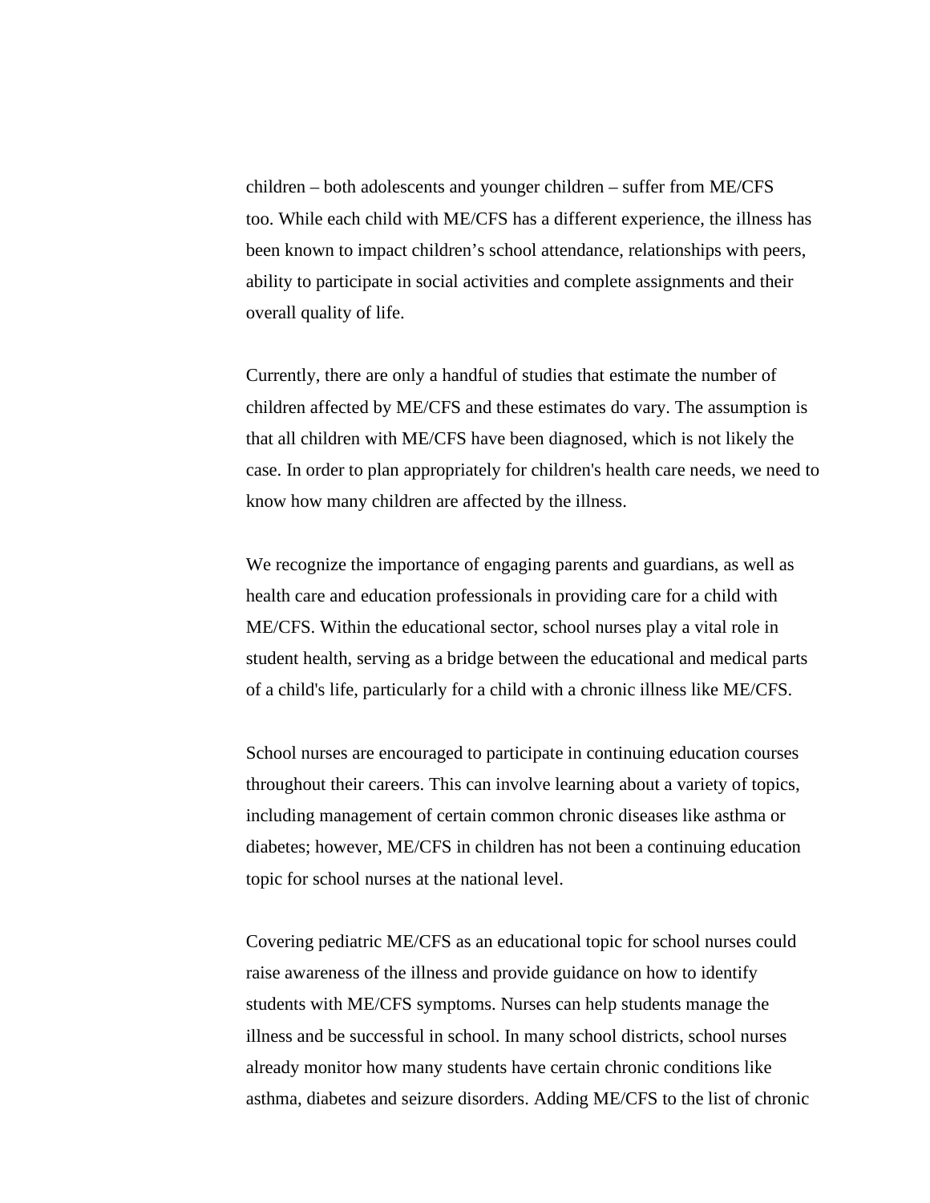children – both adolescents and younger children – suffer from ME/CFS too. While each child with ME/CFS has a different experience, the illness has been known to impact children's school attendance, relationships with peers, ability to participate in social activities and complete assignments and their overall quality of life.

Currently, there are only a handful of studies that estimate the number of children affected by ME/CFS and these estimates do vary. The assumption is that all children with ME/CFS have been diagnosed, which is not likely the case. In order to plan appropriately for children's health care needs, we need to know how many children are affected by the illness.

We recognize the importance of engaging parents and guardians, as well as health care and education professionals in providing care for a child with ME/CFS. Within the educational sector, school nurses play a vital role in student health, serving as a bridge between the educational and medical parts of a child's life, particularly for a child with a chronic illness like ME/CFS.

School nurses are encouraged to participate in continuing education courses throughout their careers. This can involve learning about a variety of topics, including management of certain common chronic diseases like asthma or diabetes; however, ME/CFS in children has not been a continuing education topic for school nurses at the national level.

Covering pediatric ME/CFS as an educational topic for school nurses could raise awareness of the illness and provide guidance on how to identify students with ME/CFS symptoms. Nurses can help students manage the illness and be successful in school. In many school districts, school nurses already monitor how many students have certain chronic conditions like asthma, diabetes and seizure disorders. Adding ME/CFS to the list of chronic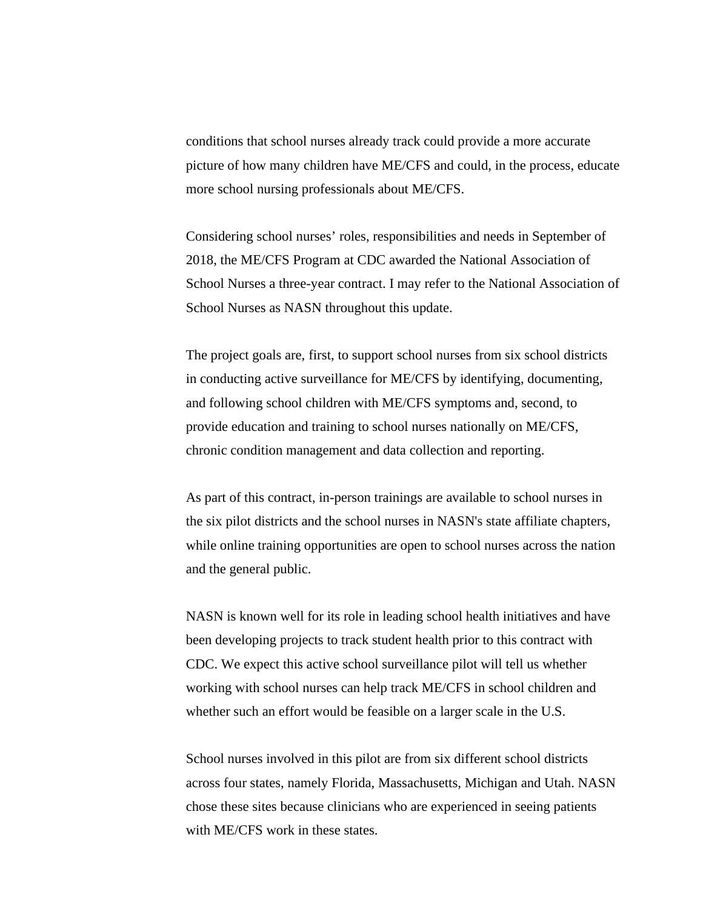conditions that school nurses already track could provide a more accurate picture of how many children have ME/CFS and could, in the process, educate more school nursing professionals about ME/CFS.

Considering school nurses' roles, responsibilities and needs in September of 2018, the ME/CFS Program at CDC awarded the National Association of School Nurses a three-year contract. I may refer to the National Association of School Nurses as NASN throughout this update.

The project goals are, first, to support school nurses from six school districts in conducting active surveillance for ME/CFS by identifying, documenting, and following school children with ME/CFS symptoms and, second, to provide education and training to school nurses nationally on ME/CFS, chronic condition management and data collection and reporting.

As part of this contract, in-person trainings are available to school nurses in the six pilot districts and the school nurses in NASN's state affiliate chapters, while online training opportunities are open to school nurses across the nation and the general public.

NASN is known well for its role in leading school health initiatives and have been developing projects to track student health prior to this contract with CDC. We expect this active school surveillance pilot will tell us whether working with school nurses can help track ME/CFS in school children and whether such an effort would be feasible on a larger scale in the U.S.

School nurses involved in this pilot are from six different school districts across four states, namely Florida, Massachusetts, Michigan and Utah. NASN chose these sites because clinicians who are experienced in seeing patients with ME/CFS work in these states.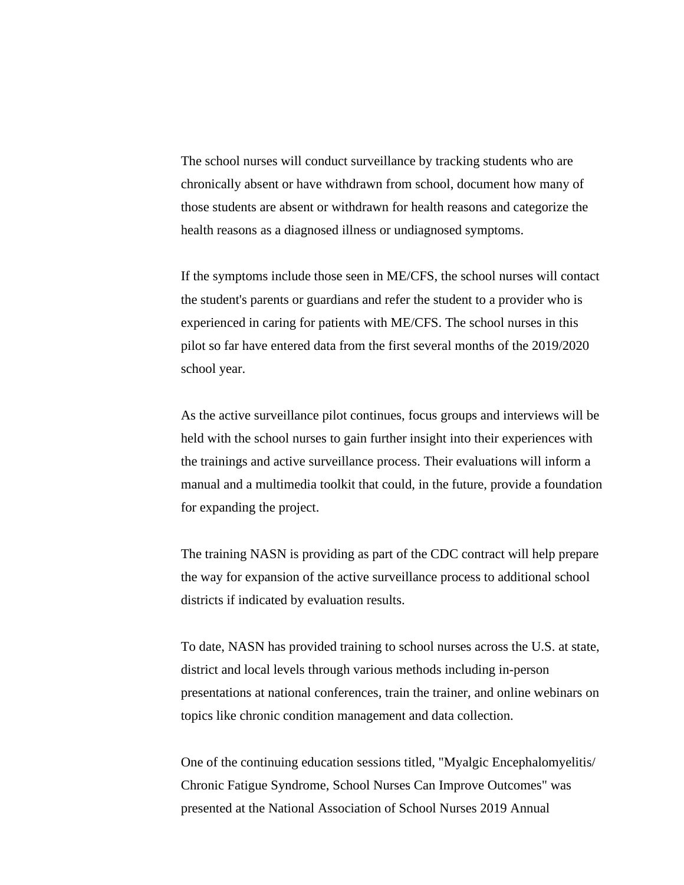The school nurses will conduct surveillance by tracking students who are chronically absent or have withdrawn from school, document how many of those students are absent or withdrawn for health reasons and categorize the health reasons as a diagnosed illness or undiagnosed symptoms.

If the symptoms include those seen in ME/CFS, the school nurses will contact the student's parents or guardians and refer the student to a provider who is experienced in caring for patients with ME/CFS. The school nurses in this pilot so far have entered data from the first several months of the 2019/2020 school year.

As the active surveillance pilot continues, focus groups and interviews will be held with the school nurses to gain further insight into their experiences with the trainings and active surveillance process. Their evaluations will inform a manual and a multimedia toolkit that could, in the future, provide a foundation for expanding the project.

The training NASN is providing as part of the CDC contract will help prepare the way for expansion of the active surveillance process to additional school districts if indicated by evaluation results.

To date, NASN has provided training to school nurses across the U.S. at state, district and local levels through various methods including in-person presentations at national conferences, train the trainer, and online webinars on topics like chronic condition management and data collection.

One of the continuing education sessions titled, "Myalgic Encephalomyelitis/ Chronic Fatigue Syndrome, School Nurses Can Improve Outcomes" was presented at the National Association of School Nurses 2019 Annual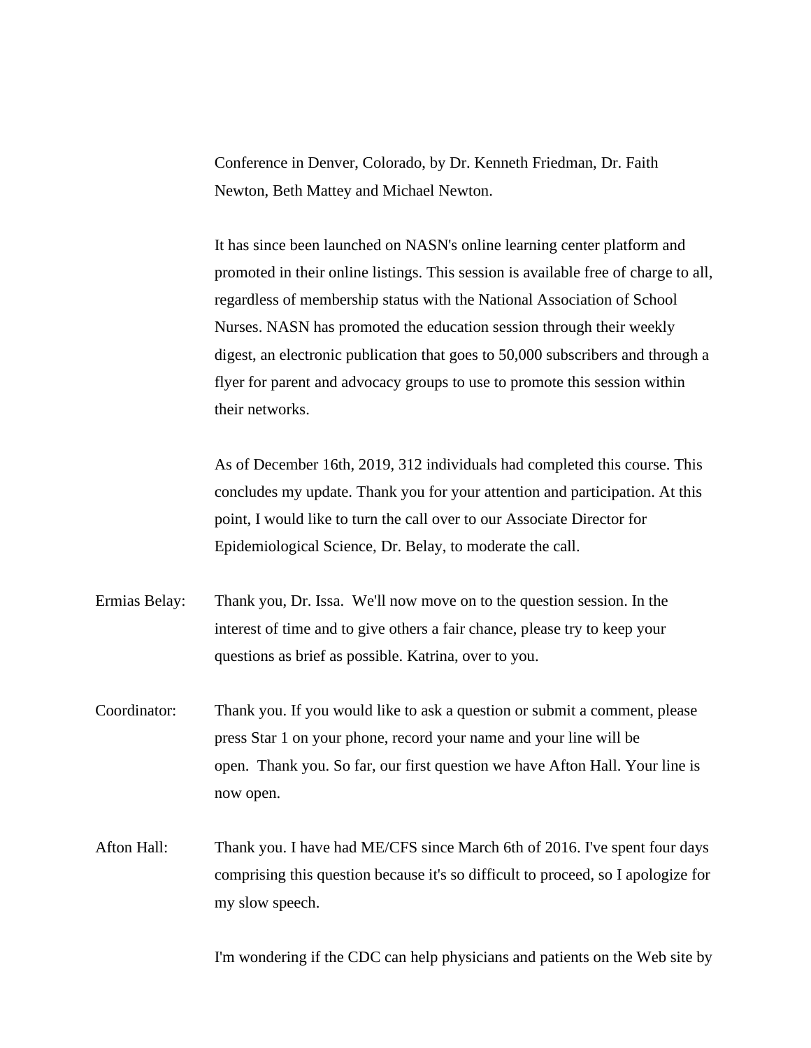Conference in Denver, Colorado, by Dr. Kenneth Friedman, Dr. Faith Newton, Beth Mattey and Michael Newton.

It has since been launched on NASN's online learning center platform and promoted in their online listings. This session is available free of charge to all, regardless of membership status with the National Association of School Nurses. NASN has promoted the education session through their weekly digest, an electronic publication that goes to 50,000 subscribers and through a flyer for parent and advocacy groups to use to promote this session within their networks.

As of December 16th, 2019, 312 individuals had completed this course. This concludes my update. Thank you for your attention and participation. At this point, I would like to turn the call over to our Associate Director for Epidemiological Science, Dr. Belay, to moderate the call.

Ermias Belay: Thank you, Dr. Issa. We'll now move on to the question session. In the interest of time and to give others a fair chance, please try to keep your questions as brief as possible. Katrina, over to you.

Coordinator: Thank you. If you would like to ask a question or submit a comment, please press Star 1 on your phone, record your name and your line will be open. Thank you. So far, our first question we have Afton Hall. Your line is now open.

Afton Hall: Thank you. I have had ME/CFS since March 6th of 2016. I've spent four days comprising this question because it's so difficult to proceed, so I apologize for my slow speech.

I'm wondering if the CDC can help physicians and patients on the Web site by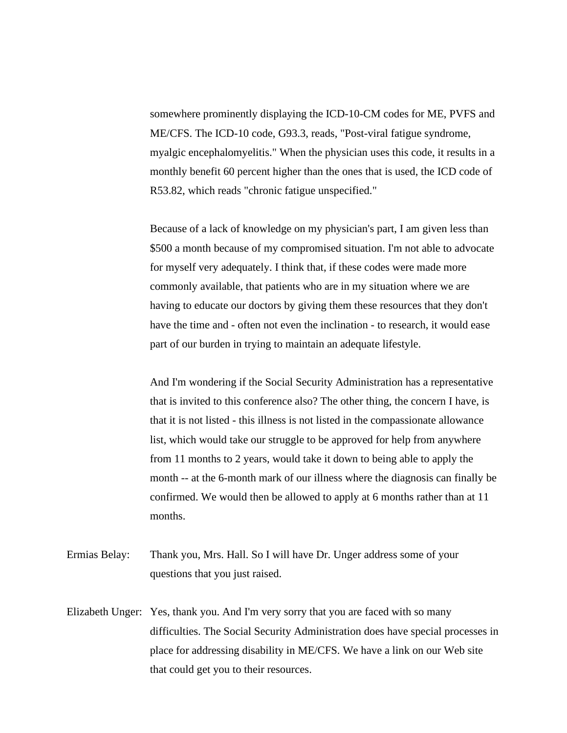somewhere prominently displaying the ICD-10-CM codes for ME, PVFS and ME/CFS. The ICD-10 code, G93.3, reads, "Post-viral fatigue syndrome, myalgic encephalomyelitis." When the physician uses this code, it results in a monthly benefit 60 percent higher than the ones that is used, the ICD code of R53.82, which reads "chronic fatigue unspecified."

Because of a lack of knowledge on my physician's part, I am given less than $500 a month because of my compromised situation. I'm not able to advocate for myself very adequately. I think that, if these codes were made more commonly available, that patients who are in my situation where we are having to educate our doctors by giving them these resources that they don't have the time and - often not even the inclination - to research, it would ease part of our burden in trying to maintain an adequate lifestyle.

And I'm wondering if the Social Security Administration has a representative that is invited to this conference also? The other thing, the concern I have, is that it is not listed - this illness is not listed in the compassionate allowance list, which would take our struggle to be approved for help from anywhere from 11 months to 2 years, would take it down to being able to apply the month -- at the 6-month mark of our illness where the diagnosis can finally be confirmed. We would then be allowed to apply at 6 months rather than at 11 months.

Ermias Belay: Thank you, Mrs. Hall. So I will have Dr. Unger address some of your questions that you just raised.

Elizabeth Unger: Yes, thank you. And I'm very sorry that you are faced with so many difficulties. The Social Security Administration does have special processes in place for addressing disability in ME/CFS. We have a link on our Web site that could get you to their resources.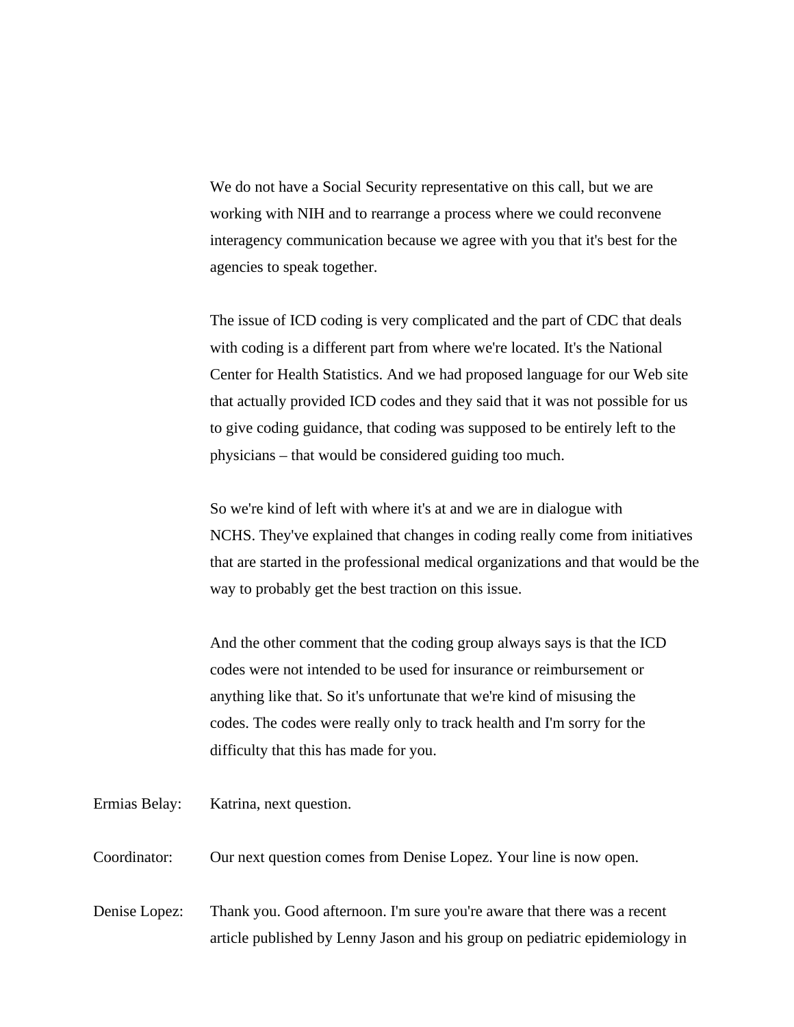We do not have a Social Security representative on this call, but we are working with NIH and to rearrange a process where we could reconvene interagency communication because we agree with you that it's best for the agencies to speak together.

The issue of ICD coding is very complicated and the part of CDC that deals with coding is a different part from where we're located. It's the National Center for Health Statistics. And we had proposed language for our Web site that actually provided ICD codes and they said that it was not possible for us to give coding guidance, that coding was supposed to be entirely left to the physicians – that would be considered guiding too much.

So we're kind of left with where it's at and we are in dialogue with NCHS. They've explained that changes in coding really come from initiatives that are started in the professional medical organizations and that would be the way to probably get the best traction on this issue.

And the other comment that the coding group always says is that the ICD codes were not intended to be used for insurance or reimbursement or anything like that. So it's unfortunate that we're kind of misusing the codes. The codes were really only to track health and I'm sorry for the difficulty that this has made for you.

Ermias Belay: Katrina, next question.

Coordinator: Our next question comes from Denise Lopez. Your line is now open.

Denise Lopez: Thank you. Good afternoon. I'm sure you're aware that there was a recent article published by Lenny Jason and his group on pediatric epidemiology in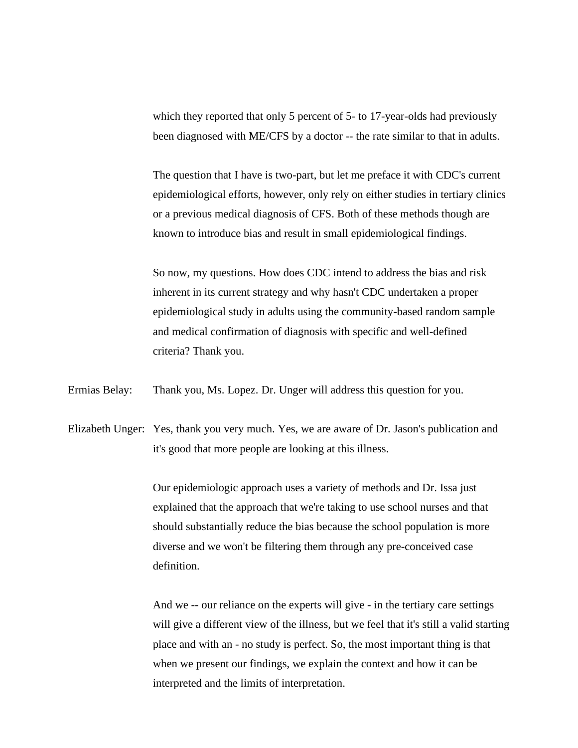which they reported that only 5 percent of 5- to 17-year-olds had previously been diagnosed with ME/CFS by a doctor -- the rate similar to that in adults.

The question that I have is two-part, but let me preface it with CDC's current epidemiological efforts, however, only rely on either studies in tertiary clinics or a previous medical diagnosis of CFS. Both of these methods though are known to introduce bias and result in small epidemiological findings.

So now, my questions. How does CDC intend to address the bias and risk inherent in its current strategy and why hasn't CDC undertaken a proper epidemiological study in adults using the community-based random sample and medical confirmation of diagnosis with specific and well-defined criteria? Thank you.

Ermias Belay: Thank you, Ms. Lopez. Dr. Unger will address this question for you.

Elizabeth Unger: Yes, thank you very much. Yes, we are aware of Dr. Jason's publication and it's good that more people are looking at this illness.

Our epidemiologic approach uses a variety of methods and Dr. Issa just explained that the approach that we're taking to use school nurses and that should substantially reduce the bias because the school population is more diverse and we won't be filtering them through any pre-conceived case definition.

And we -- our reliance on the experts will give - in the tertiary care settings will give a different view of the illness, but we feel that it's still a valid starting place and with an - no study is perfect. So, the most important thing is that when we present our findings, we explain the context and how it can be interpreted and the limits of interpretation.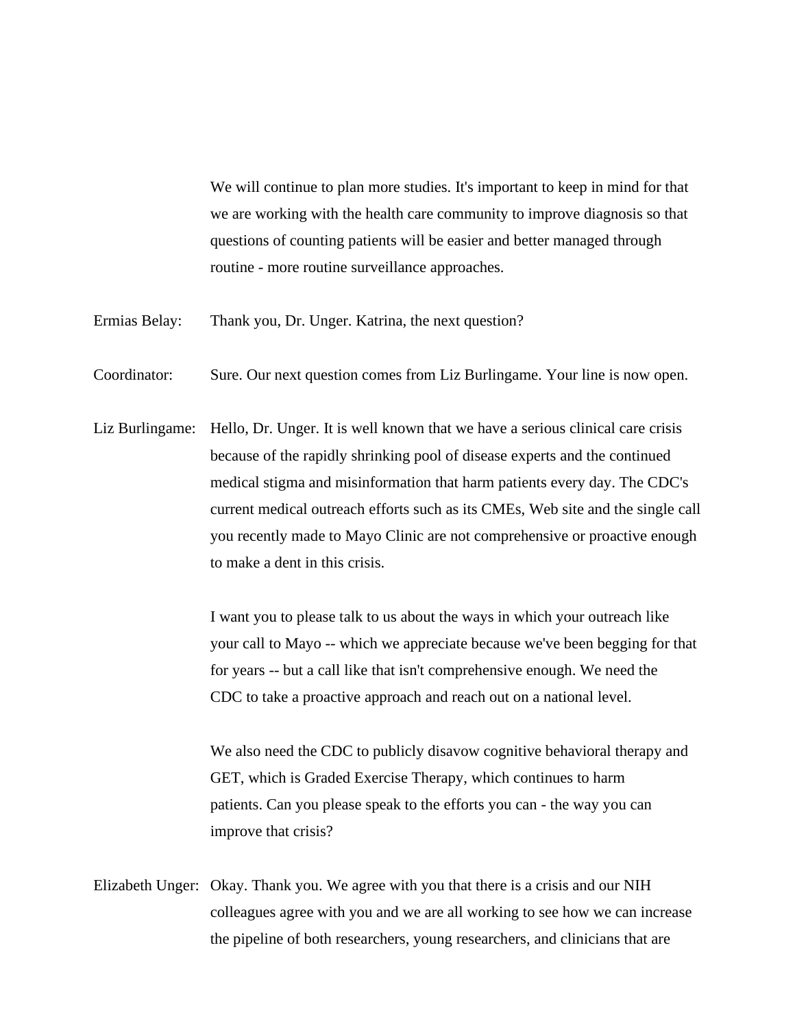We will continue to plan more studies. It's important to keep in mind for that we are working with the health care community to improve diagnosis so that questions of counting patients will be easier and better managed through routine - more routine surveillance approaches.

Ermias Belay: Thank you, Dr. Unger. Katrina, the next question?

Coordinator: Sure. Our next question comes from Liz Burlingame. Your line is now open.

Liz Burlingame: Hello, Dr. Unger. It is well known that we have a serious clinical care crisis because of the rapidly shrinking pool of disease experts and the continued medical stigma and misinformation that harm patients every day. The CDC's current medical outreach efforts such as its CMEs, Web site and the single call you recently made to Mayo Clinic are not comprehensive or proactive enough to make a dent in this crisis.

I want you to please talk to us about the ways in which your outreach like your call to Mayo -- which we appreciate because we've been begging for that for years -- but a call like that isn't comprehensive enough. We need the CDC to take a proactive approach and reach out on a national level.

We also need the CDC to publicly disavow cognitive behavioral therapy and GET, which is Graded Exercise Therapy, which continues to harm patients. Can you please speak to the efforts you can - the way you can improve that crisis?

Elizabeth Unger: Okay. Thank you. We agree with you that there is a crisis and our NIH colleagues agree with you and we are all working to see how we can increase the pipeline of both researchers, young researchers, and clinicians that are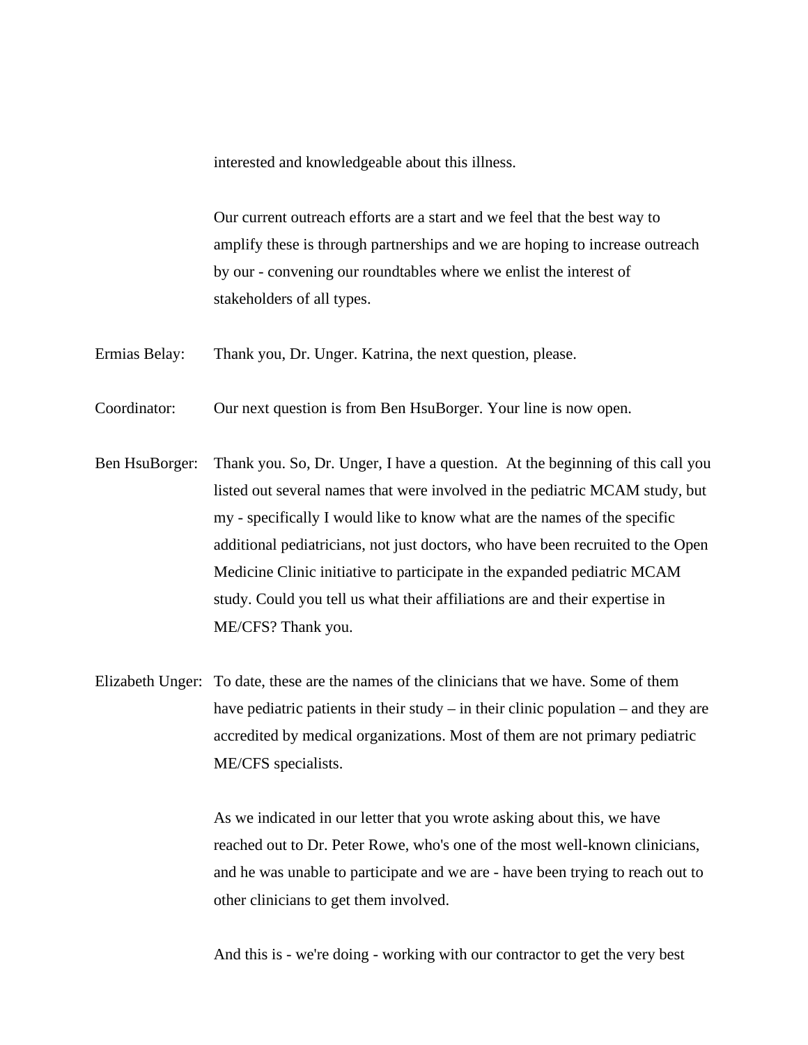interested and knowledgeable about this illness.

Our current outreach efforts are a start and we feel that the best way to amplify these is through partnerships and we are hoping to increase outreach by our - convening our roundtables where we enlist the interest of stakeholders of all types.

Ermias Belay: Thank you, Dr. Unger. Katrina, the next question, please.

Coordinator: Our next question is from Ben HsuBorger. Your line is now open.

Ben HsuBorger: Thank you. So, Dr. Unger, I have a question. At the beginning of this call you listed out several names that were involved in the pediatric MCAM study, but my - specifically I would like to know what are the names of the specific additional pediatricians, not just doctors, who have been recruited to the Open Medicine Clinic initiative to participate in the expanded pediatric MCAM study. Could you tell us what their affiliations are and their expertise in ME/CFS? Thank you.

Elizabeth Unger: To date, these are the names of the clinicians that we have. Some of them have pediatric patients in their study – in their clinic population – and they are accredited by medical organizations. Most of them are not primary pediatric ME/CFS specialists.

As we indicated in our letter that you wrote asking about this, we have reached out to Dr. Peter Rowe, who's one of the most well-known clinicians, and he was unable to participate and we are - have been trying to reach out to other clinicians to get them involved.

And this is - we're doing - working with our contractor to get the very best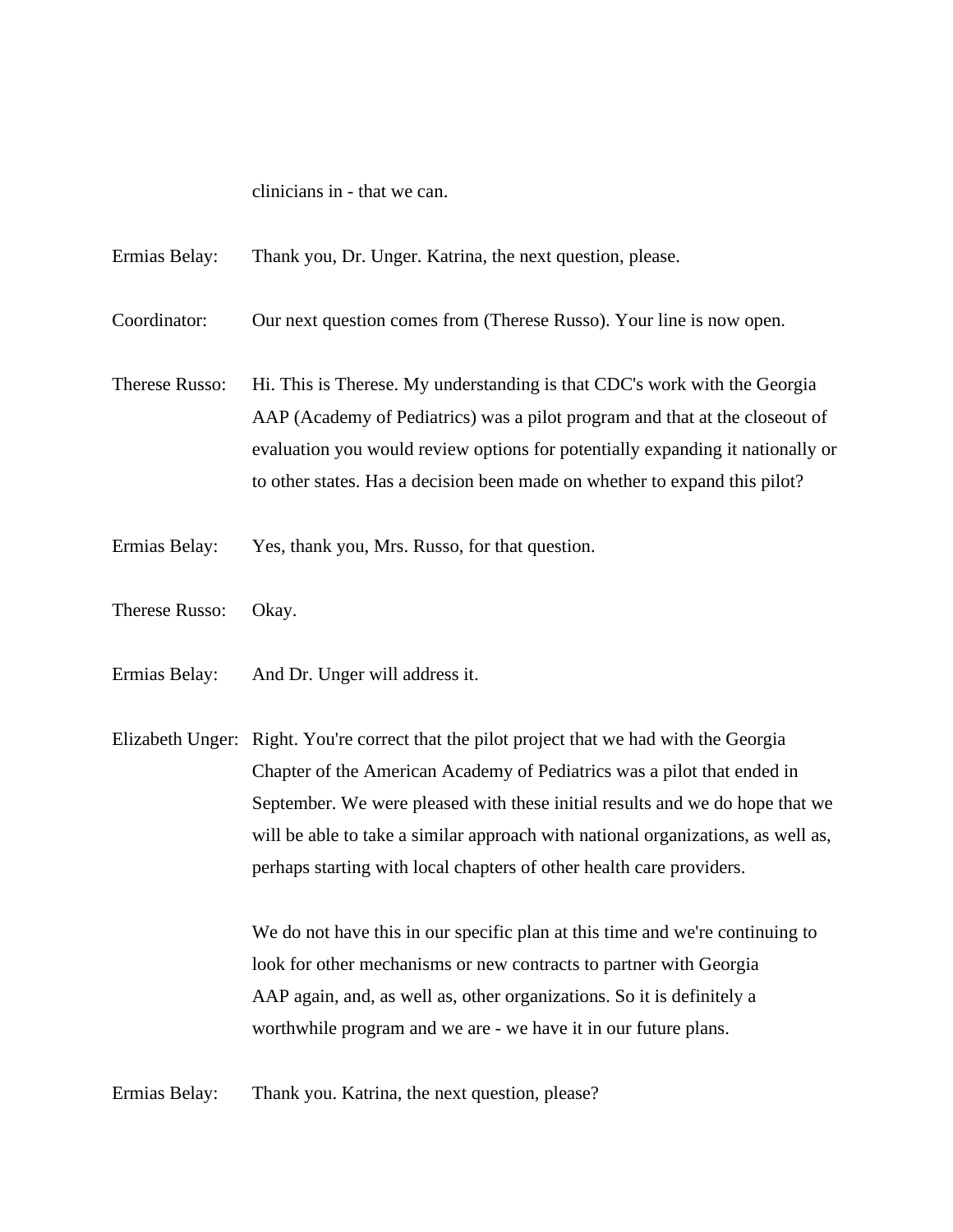clinicians in - that we can.

Ermias Belay: Thank you, Dr. Unger. Katrina, the next question, please.

Coordinator: Our next question comes from (Therese Russo). Your line is now open.

Therese Russo: Hi. This is Therese. My understanding is that CDC's work with the Georgia AAP (Academy of Pediatrics) was a pilot program and that at the closeout of evaluation you would review options for potentially expanding it nationally or to other states. Has a decision been made on whether to expand this pilot?

Ermias Belay: Yes, thank you, Mrs. Russo, for that question.

Therese Russo: Okay.

Ermias Belay: And Dr. Unger will address it.

Elizabeth Unger: Right. You're correct that the pilot project that we had with the Georgia Chapter of the American Academy of Pediatrics was a pilot that ended in September. We were pleased with these initial results and we do hope that we will be able to take a similar approach with national organizations, as well as, perhaps starting with local chapters of other health care providers.

We do not have this in our specific plan at this time and we're continuing to look for other mechanisms or new contracts to partner with Georgia AAP again, and, as well as, other organizations. So it is definitely a worthwhile program and we are - we have it in our future plans.

Ermias Belay: Thank you. Katrina, the next question, please?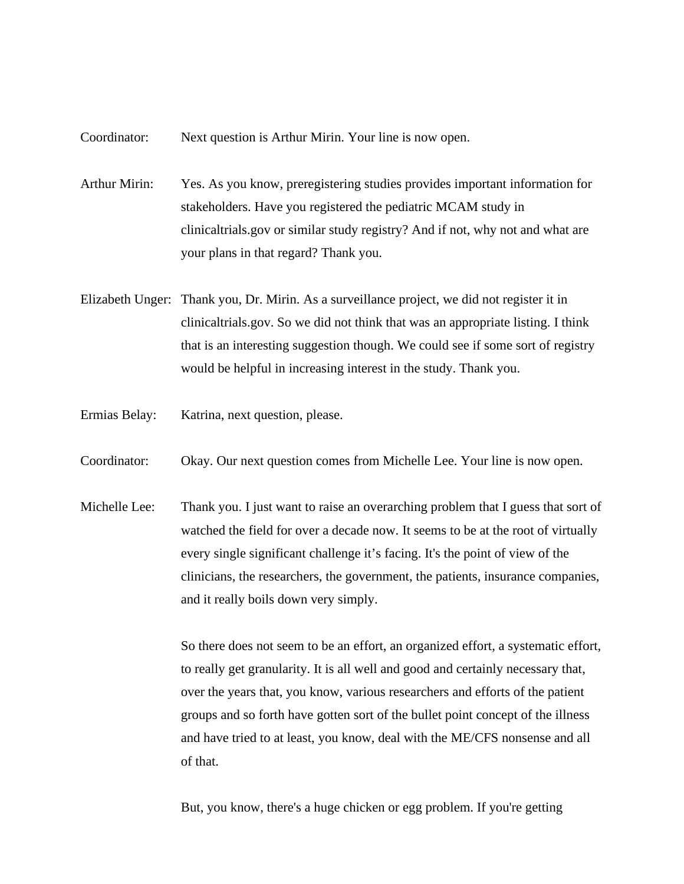Coordinator: Next question is Arthur Mirin. Your line is now open.

Arthur Mirin: Yes. As you know, preregistering studies provides important information for stakeholders. Have you registered the pediatric MCAM study in clinicaltrials.gov or similar study registry? And if not, why not and what are your plans in that regard? Thank you.

Elizabeth Unger: Thank you, Dr. Mirin. As a surveillance project, we did not register it in clinicaltrials.gov. So we did not think that was an appropriate listing. I think that is an interesting suggestion though. We could see if some sort of registry would be helpful in increasing interest in the study. Thank you.

Ermias Belay: Katrina, next question, please.

Coordinator: Okay. Our next question comes from Michelle Lee. Your line is now open.

Michelle Lee: Thank you. I just want to raise an overarching problem that I guess that sort of watched the field for over a decade now. It seems to be at the root of virtually every single significant challenge it's facing. It's the point of view of the clinicians, the researchers, the government, the patients, insurance companies, and it really boils down very simply.

So there does not seem to be an effort, an organized effort, a systematic effort, to really get granularity. It is all well and good and certainly necessary that, over the years that, you know, various researchers and efforts of the patient groups and so forth have gotten sort of the bullet point concept of the illness and have tried to at least, you know, deal with the ME/CFS nonsense and all of that.

But, you know, there's a huge chicken or egg problem. If you're getting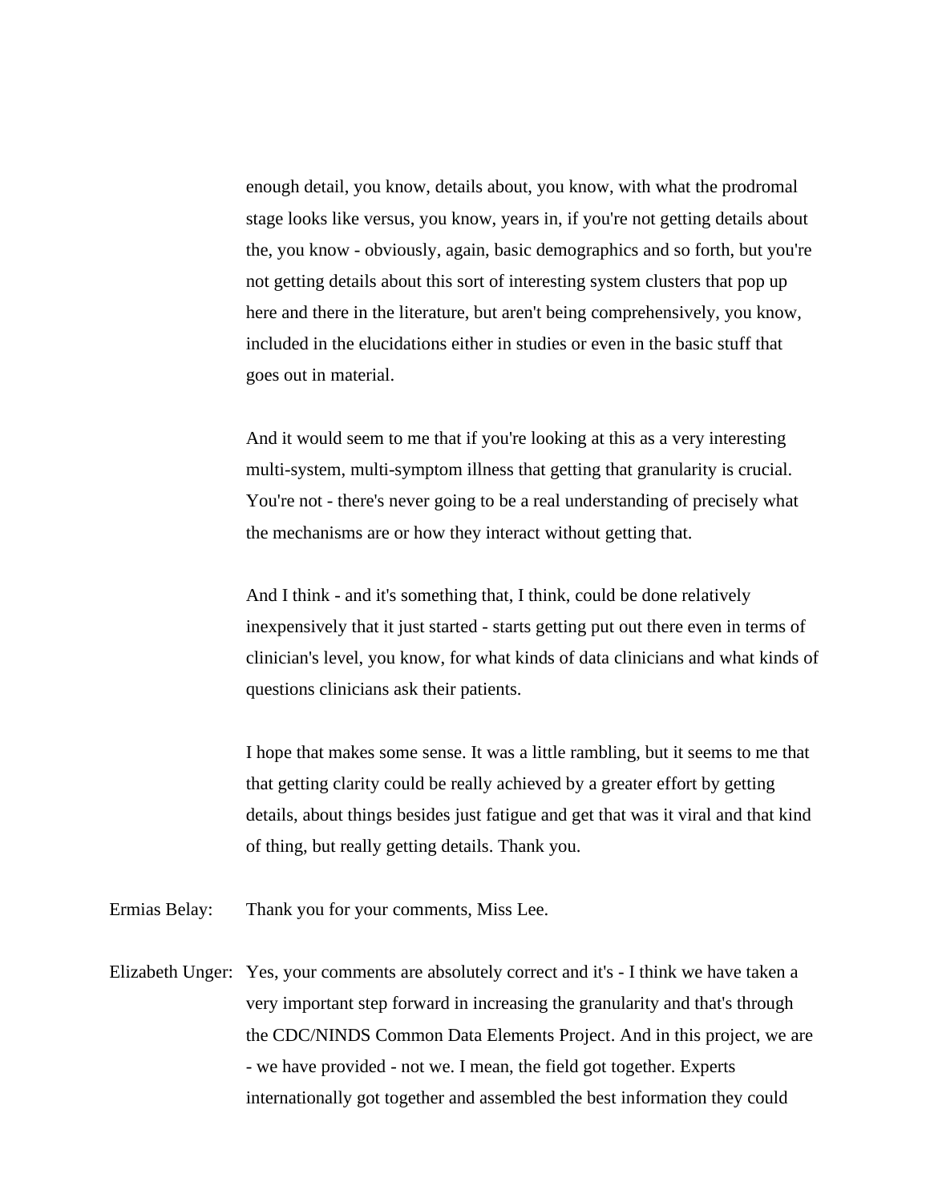enough detail, you know, details about, you know, with what the prodromal stage looks like versus, you know, years in, if you're not getting details about the, you know - obviously, again, basic demographics and so forth, but you're not getting details about this sort of interesting system clusters that pop up here and there in the literature, but aren't being comprehensively, you know, included in the elucidations either in studies or even in the basic stuff that goes out in material.

And it would seem to me that if you're looking at this as a very interesting multi-system, multi-symptom illness that getting that granularity is crucial. You're not - there's never going to be a real understanding of precisely what the mechanisms are or how they interact without getting that.

And I think - and it's something that, I think, could be done relatively inexpensively that it just started - starts getting put out there even in terms of clinician's level, you know, for what kinds of data clinicians and what kinds of questions clinicians ask their patients.

I hope that makes some sense. It was a little rambling, but it seems to me that that getting clarity could be really achieved by a greater effort by getting details, about things besides just fatigue and get that was it viral and that kind of thing, but really getting details. Thank you.

Ermias Belay: Thank you for your comments, Miss Lee.

Elizabeth Unger: Yes, your comments are absolutely correct and it's - I think we have taken a very important step forward in increasing the granularity and that's through the CDC/NINDS Common Data Elements Project. And in this project, we are - we have provided - not we. I mean, the field got together. Experts internationally got together and assembled the best information they could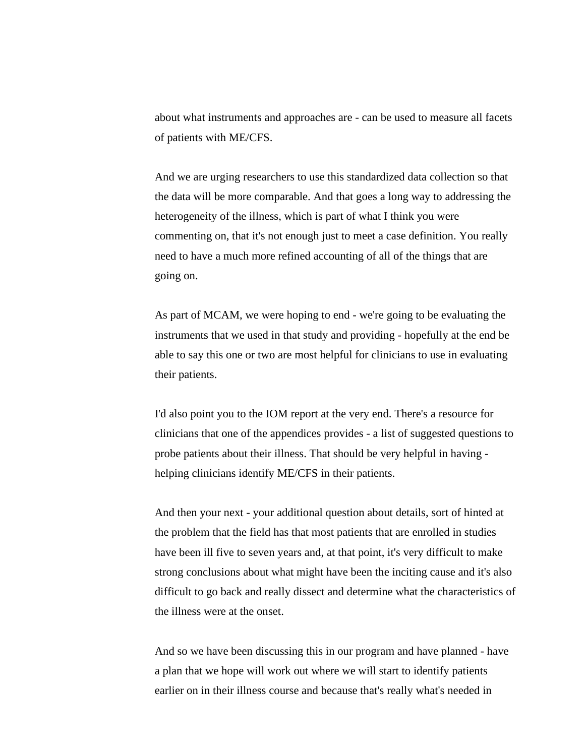about what instruments and approaches are - can be used to measure all facets of patients with ME/CFS.

And we are urging researchers to use this standardized data collection so that the data will be more comparable. And that goes a long way to addressing the heterogeneity of the illness, which is part of what I think you were commenting on, that it's not enough just to meet a case definition. You really need to have a much more refined accounting of all of the things that are going on.

As part of MCAM, we were hoping to end - we're going to be evaluating the instruments that we used in that study and providing - hopefully at the end be able to say this one or two are most helpful for clinicians to use in evaluating their patients.

I'd also point you to the IOM report at the very end. There's a resource for clinicians that one of the appendices provides - a list of suggested questions to probe patients about their illness. That should be very helpful in having - helping clinicians identify ME/CFS in their patients.

And then your next - your additional question about details, sort of hinted at the problem that the field has that most patients that are enrolled in studies have been ill five to seven years and, at that point, it's very difficult to make strong conclusions about what might have been the inciting cause and it's also difficult to go back and really dissect and determine what the characteristics of the illness were at the onset.

And so we have been discussing this in our program and have planned - have a plan that we hope will work out where we will start to identify patients earlier on in their illness course and because that's really what's needed in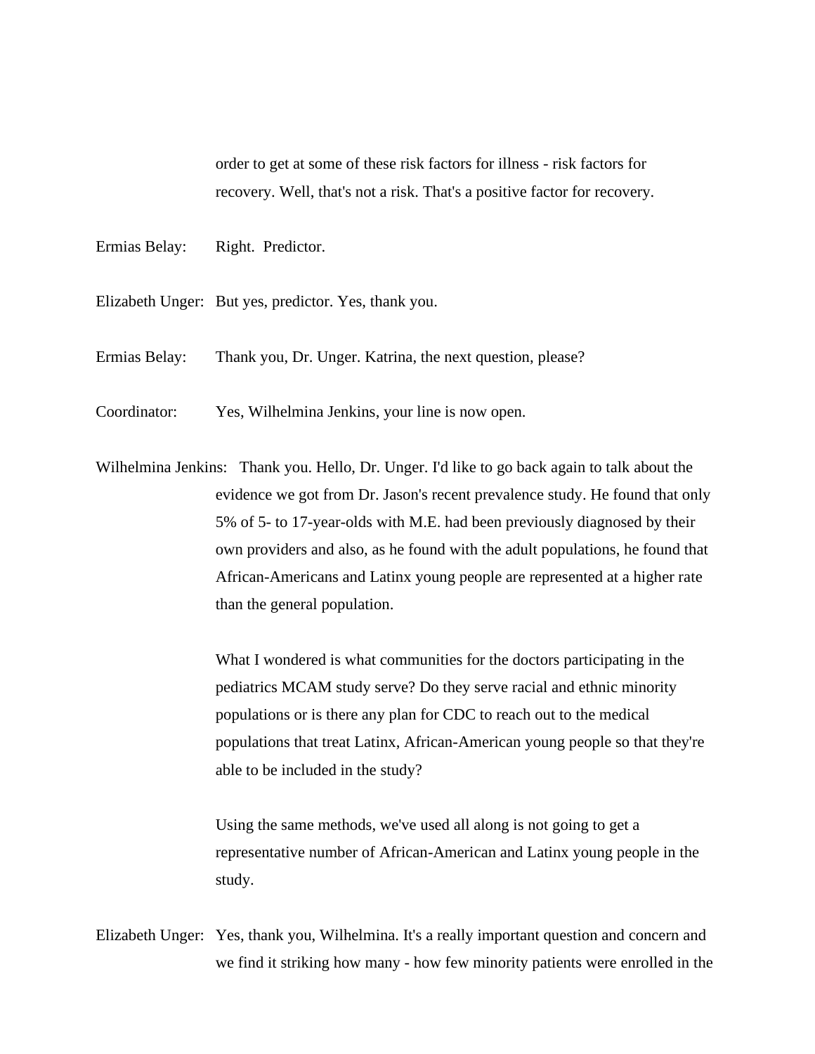order to get at some of these risk factors for illness - risk factors for recovery. Well, that's not a risk. That's a positive factor for recovery.

Ermias Belay: Right. Predictor.

Elizabeth Unger: But yes, predictor. Yes, thank you.

Ermias Belay: Thank you, Dr. Unger. Katrina, the next question, please?

Coordinator: Yes, Wilhelmina Jenkins, your line is now open.

Wilhelmina Jenkins: Thank you. Hello, Dr. Unger. I'd like to go back again to talk about the evidence we got from Dr. Jason's recent prevalence study. He found that only 5% of 5- to 17-year-olds with M.E. had been previously diagnosed by their own providers and also, as he found with the adult populations, he found that African-Americans and Latinx young people are represented at a higher rate than the general population.

What I wondered is what communities for the doctors participating in the pediatrics MCAM study serve? Do they serve racial and ethnic minority populations or is there any plan for CDC to reach out to the medical populations that treat Latinx, African-American young people so that they're able to be included in the study?

Using the same methods, we've used all along is not going to get a representative number of African-American and Latinx young people in the study.

Elizabeth Unger: Yes, thank you, Wilhelmina. It's a really important question and concern and we find it striking how many - how few minority patients were enrolled in the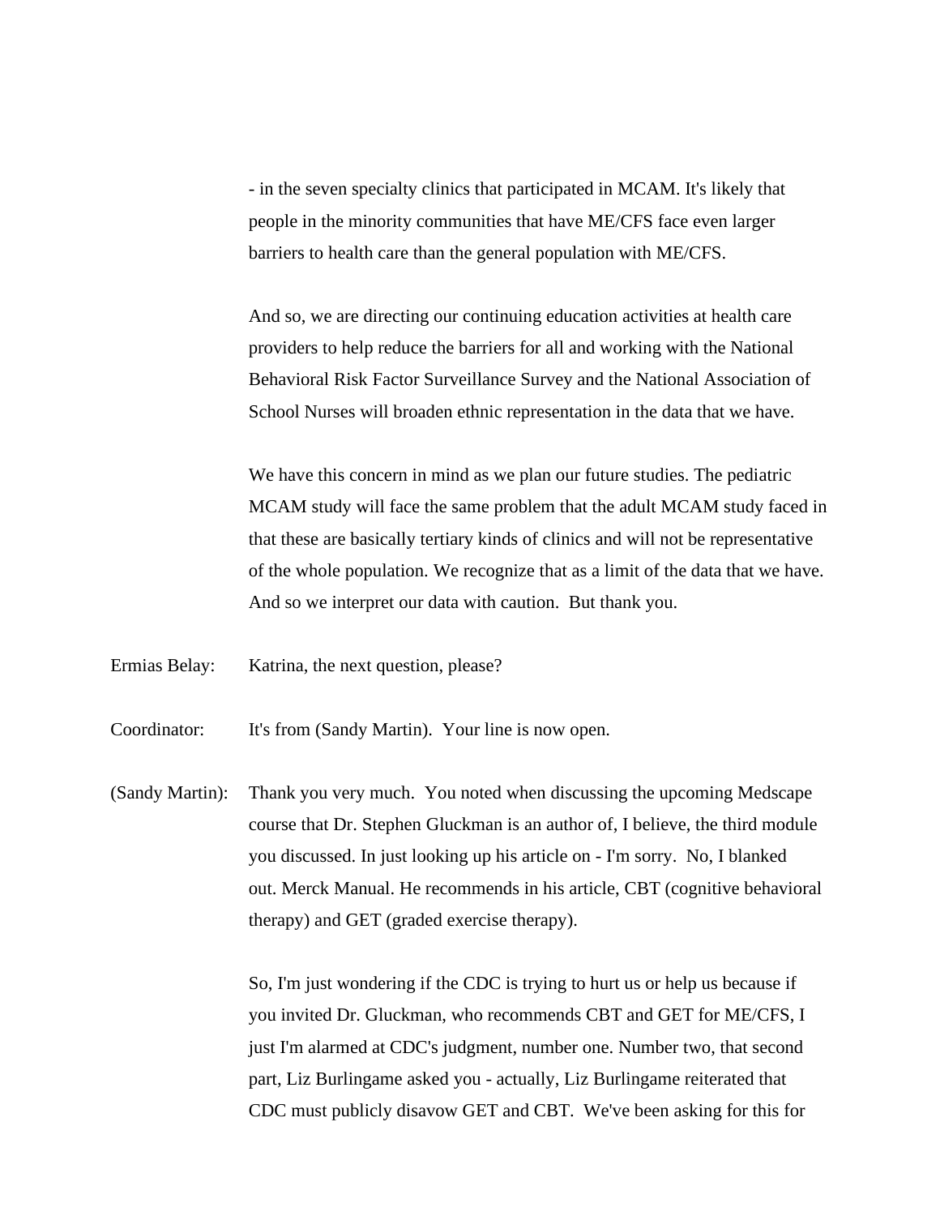- in the seven specialty clinics that participated in MCAM. It's likely that people in the minority communities that have ME/CFS face even larger barriers to health care than the general population with ME/CFS.

And so, we are directing our continuing education activities at health care providers to help reduce the barriers for all and working with the National Behavioral Risk Factor Surveillance Survey and the National Association of School Nurses will broaden ethnic representation in the data that we have.

We have this concern in mind as we plan our future studies. The pediatric MCAM study will face the same problem that the adult MCAM study faced in that these are basically tertiary kinds of clinics and will not be representative of the whole population. We recognize that as a limit of the data that we have. And so we interpret our data with caution. But thank you.

Ermias Belay: Katrina, the next question, please?

Coordinator: It's from (Sandy Martin). Your line is now open.

(Sandy Martin): Thank you very much. You noted when discussing the upcoming Medscape course that Dr. Stephen Gluckman is an author of, I believe, the third module you discussed. In just looking up his article on - I'm sorry. No, I blanked out. Merck Manual. He recommends in his article, CBT (cognitive behavioral therapy) and GET (graded exercise therapy).

So, I'm just wondering if the CDC is trying to hurt us or help us because if you invited Dr. Gluckman, who recommends CBT and GET for ME/CFS, I just I'm alarmed at CDC's judgment, number one. Number two, that second part, Liz Burlingame asked you - actually, Liz Burlingame reiterated that CDC must publicly disavow GET and CBT. We've been asking for this for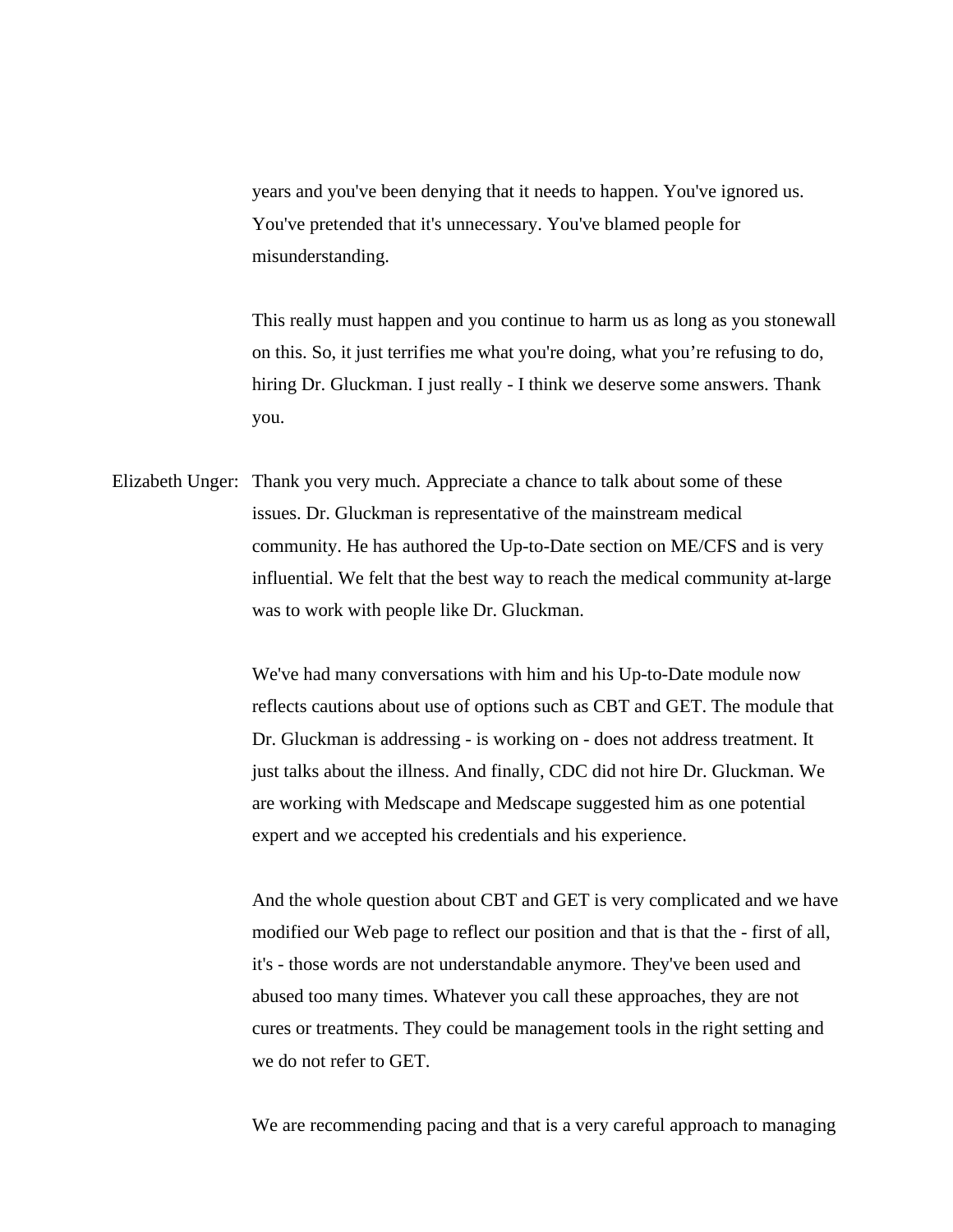years and you've been denying that it needs to happen. You've ignored us. You've pretended that it's unnecessary. You've blamed people for misunderstanding.

This really must happen and you continue to harm us as long as you stonewall on this. So, it just terrifies me what you're doing, what you're refusing to do, hiring Dr. Gluckman. I just really - I think we deserve some answers. Thank you.

Elizabeth Unger: Thank you very much. Appreciate a chance to talk about some of these issues. Dr. Gluckman is representative of the mainstream medical community. He has authored the Up-to-Date section on ME/CFS and is very influential. We felt that the best way to reach the medical community at-large was to work with people like Dr. Gluckman.

We've had many conversations with him and his Up-to-Date module now reflects cautions about use of options such as CBT and GET. The module that Dr. Gluckman is addressing - is working on - does not address treatment. It just talks about the illness. And finally, CDC did not hire Dr. Gluckman. We are working with Medscape and Medscape suggested him as one potential expert and we accepted his credentials and his experience.

And the whole question about CBT and GET is very complicated and we have modified our Web page to reflect our position and that is that the - first of all, it's - those words are not understandable anymore. They've been used and abused too many times. Whatever you call these approaches, they are not cures or treatments. They could be management tools in the right setting and we do not refer to GET.

We are recommending pacing and that is a very careful approach to managing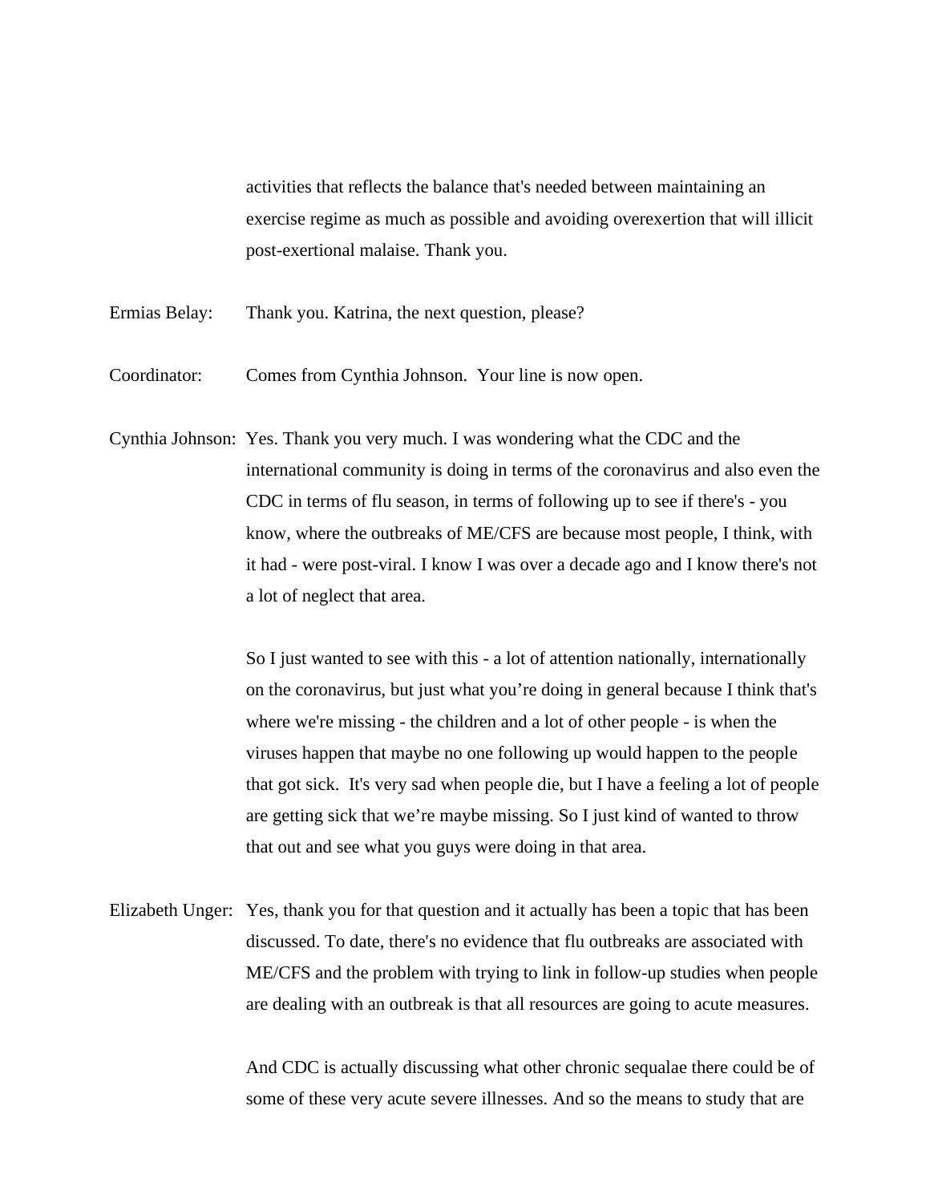activities that reflects the balance that's needed between maintaining an exercise regime as much as possible and avoiding overexertion that will illicit post-exertional malaise. Thank you.

Ermias Belay: Thank you. Katrina, the next question, please?

Coordinator: Comes from Cynthia Johnson. Your line is now open.

Cynthia Johnson: Yes. Thank you very much. I was wondering what the CDC and the international community is doing in terms of the coronavirus and also even the CDC in terms of flu season, in terms of following up to see if there's - you know, where the outbreaks of ME/CFS are because most people, I think, with it had - were post-viral. I know I was over a decade ago and I know there's not a lot of neglect that area.

So I just wanted to see with this - a lot of attention nationally, internationally on the coronavirus, but just what you're doing in general because I think that's where we're missing - the children and a lot of other people - is when the viruses happen that maybe no one following up would happen to the people that got sick. It's very sad when people die, but I have a feeling a lot of people are getting sick that we're maybe missing. So I just kind of wanted to throw that out and see what you guys were doing in that area.

Elizabeth Unger: Yes, thank you for that question and it actually has been a topic that has been discussed. To date, there's no evidence that flu outbreaks are associated with ME/CFS and the problem with trying to link in follow-up studies when people are dealing with an outbreak is that all resources are going to acute measures.

And CDC is actually discussing what other chronic sequalae there could be of some of these very acute severe illnesses. And so the means to study that are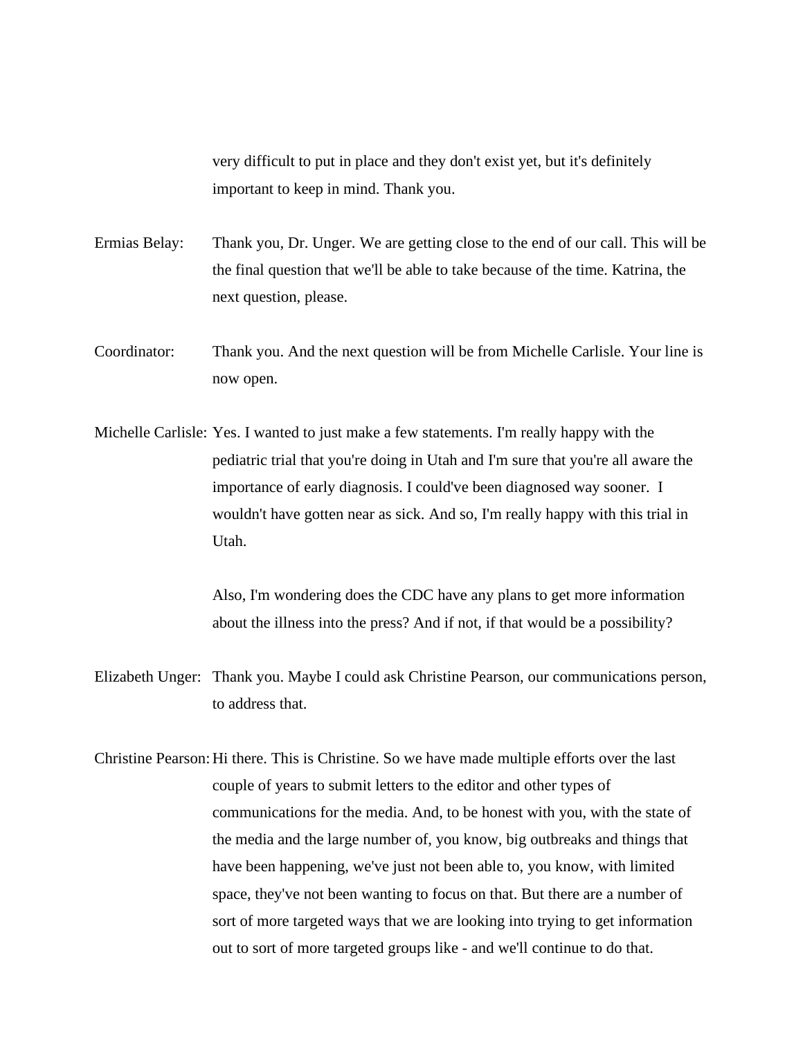very difficult to put in place and they don't exist yet, but it's definitely important to keep in mind. Thank you.

Ermias Belay: Thank you, Dr. Unger. We are getting close to the end of our call. This will be the final question that we'll be able to take because of the time. Katrina, the next question, please.

Coordinator: Thank you. And the next question will be from Michelle Carlisle. Your line is now open.

Michelle Carlisle: Yes. I wanted to just make a few statements. I'm really happy with the pediatric trial that you're doing in Utah and I'm sure that you're all aware the importance of early diagnosis. I could've been diagnosed way sooner. I wouldn't have gotten near as sick. And so, I'm really happy with this trial in Utah.

Also, I'm wondering does the CDC have any plans to get more information about the illness into the press? And if not, if that would be a possibility?

Elizabeth Unger: Thank you. Maybe I could ask Christine Pearson, our communications person, to address that.

Christine Pearson: Hi there. This is Christine. So we have made multiple efforts over the last couple of years to submit letters to the editor and other types of communications for the media. And, to be honest with you, with the state of the media and the large number of, you know, big outbreaks and things that have been happening, we've just not been able to, you know, with limited space, they've not been wanting to focus on that. But there are a number of sort of more targeted ways that we are looking into trying to get information out to sort of more targeted groups like - and we'll continue to do that.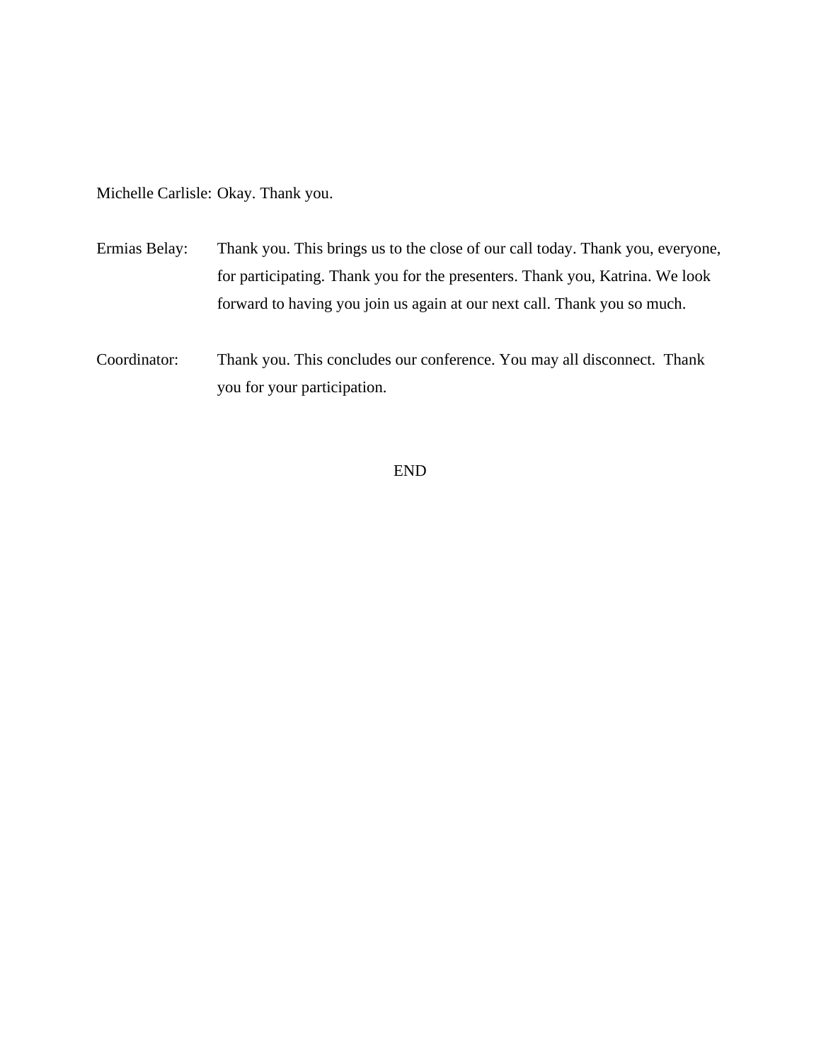Michelle Carlisle: Okay. Thank you.

Ermias Belay: Thank you. This brings us to the close of our call today. Thank you, everyone, for participating. Thank you for the presenters. Thank you, Katrina. We look forward to having you join us again at our next call. Thank you so much.

Coordinator: Thank you. This concludes our conference. You may all disconnect. Thank you for your participation.

END